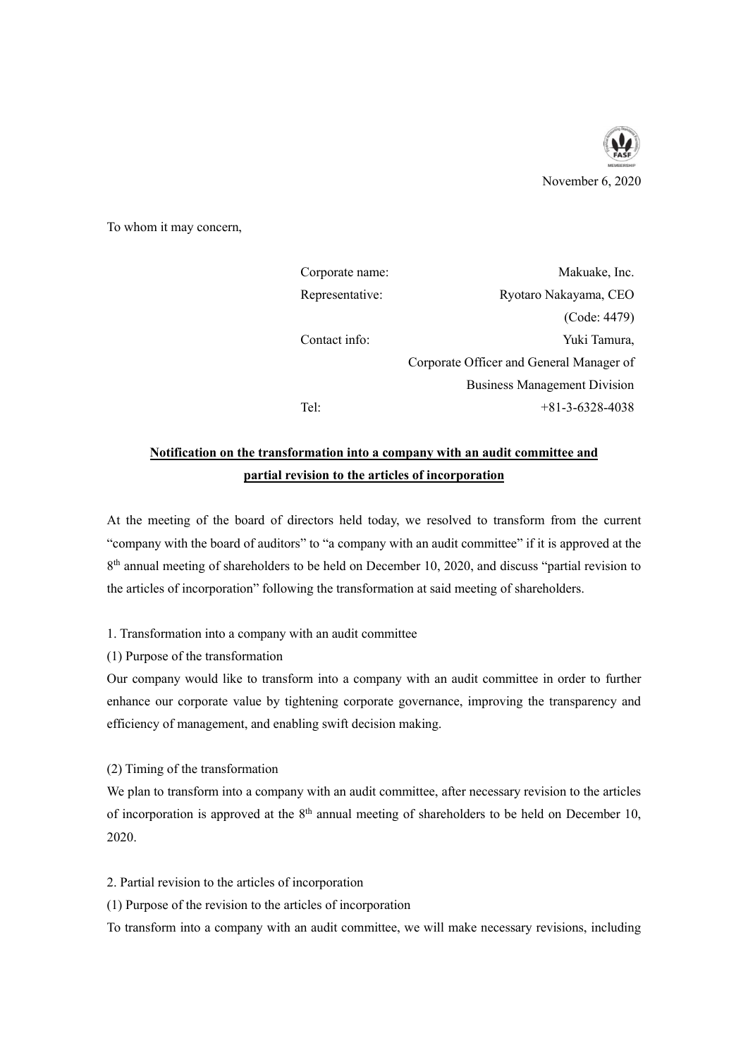November 6, 2020

To whom it may concern,

| | |
|---|---|
| Corporate name: | Makuake, Inc. |
| Representative: | Ryotaro Nakayama, CEO |
| | (Code: 4479) |
| Contact info: | Yuki Tamura, |
| | Corporate Officer and General Manager of |
| | Business Management Division |
| Tel: | +81-3-6328-4038 |

## Notification on the transformation into a company with an audit committee and partial revision to the articles of incorporation

At the meeting of the board of directors held today, we resolved to transform from the current "company with the board of auditors" to "a company with an audit committee" if it is approved at the 8th annual meeting of shareholders to be held on December 10, 2020, and discuss "partial revision to the articles of incorporation" following the transformation at said meeting of shareholders.

1. Transformation into a company with an audit committee

(1) Purpose of the transformation

Our company would like to transform into a company with an audit committee in order to further enhance our corporate value by tightening corporate governance, improving the transparency and efficiency of management, and enabling swift decision making.

(2) Timing of the transformation

We plan to transform into a company with an audit committee, after necessary revision to the articles of incorporation is approved at the 8th annual meeting of shareholders to be held on December 10, 2020.

2. Partial revision to the articles of incorporation

(1) Purpose of the revision to the articles of incorporation

To transform into a company with an audit committee, we will make necessary revisions, including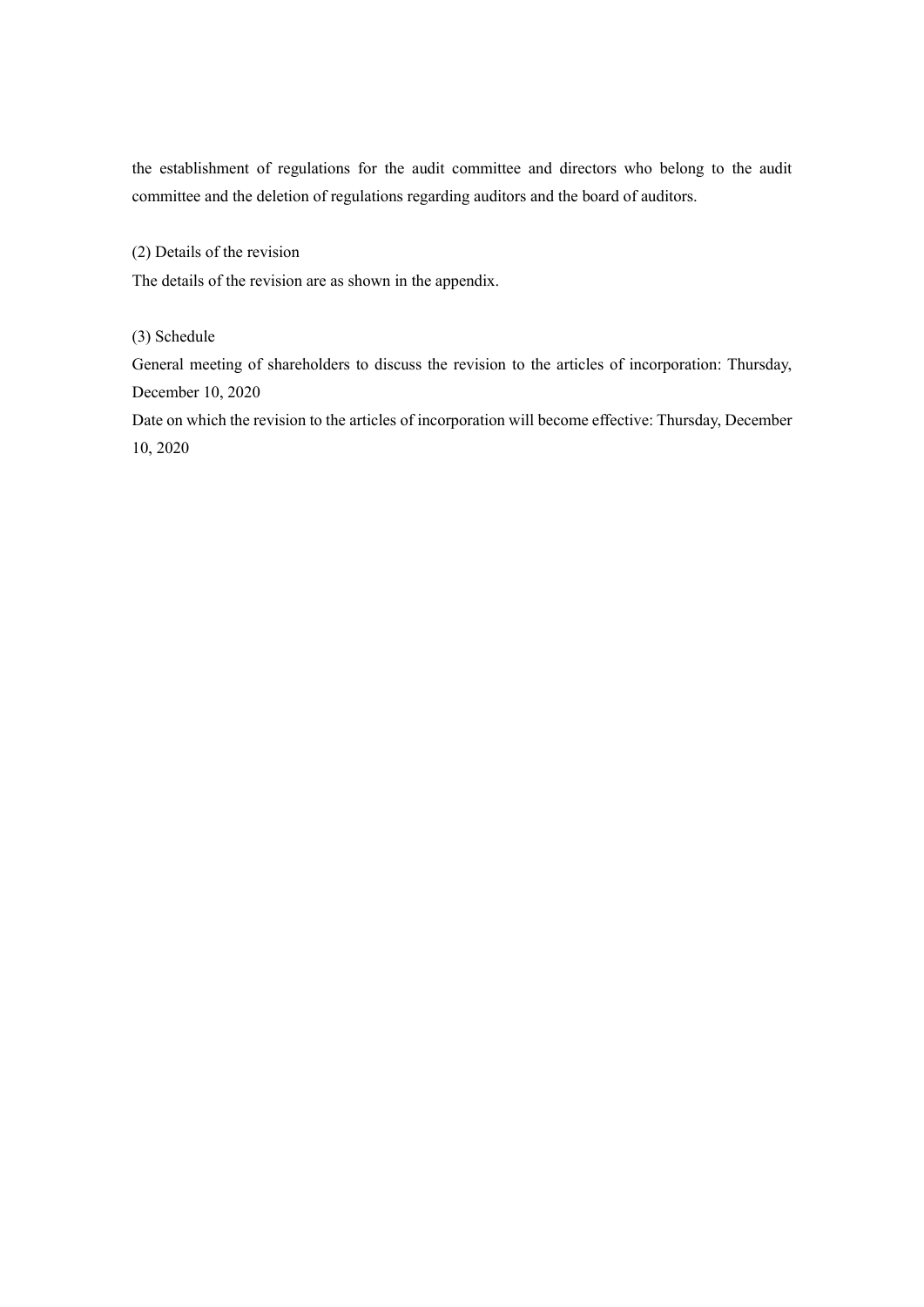the establishment of regulations for the audit committee and directors who belong to the audit committee and the deletion of regulations regarding auditors and the board of auditors.

(2) Details of the revision

The details of the revision are as shown in the appendix.

(3) Schedule

General meeting of shareholders to discuss the revision to the articles of incorporation: Thursday, December 10, 2020

Date on which the revision to the articles of incorporation will become effective: Thursday, December 10, 2020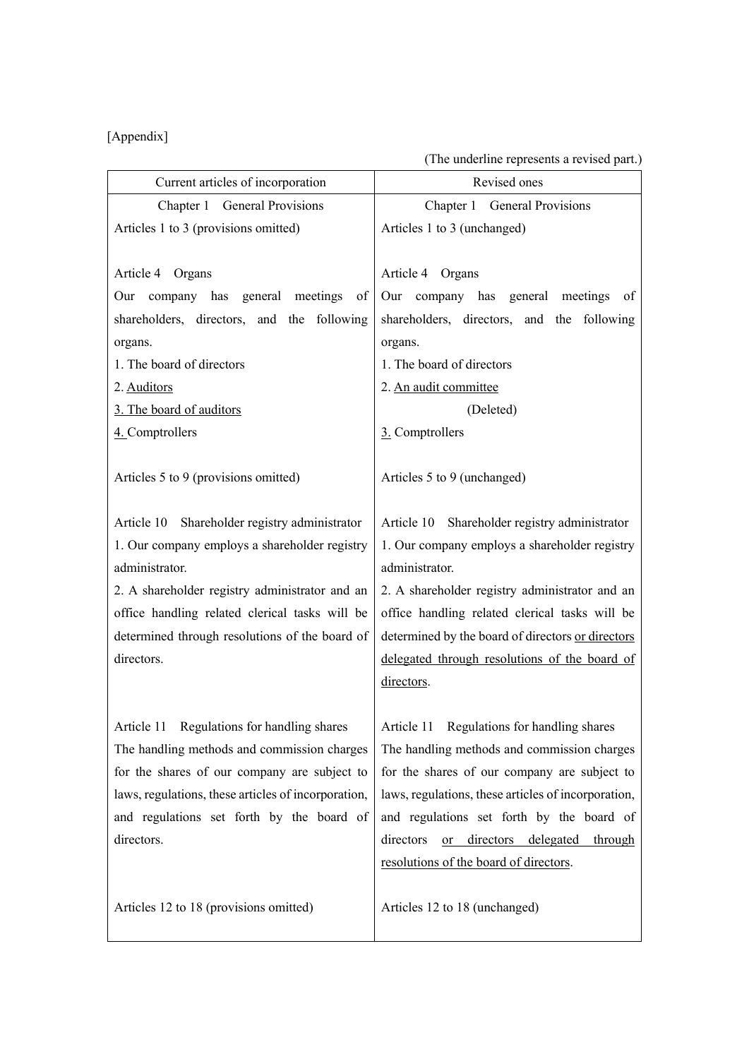[Appendix]

(The underline represents a revised part.)

| Current articles of incorporation | Revised ones |
|---|---|
| Chapter 1 General Provisions | Chapter 1 General Provisions |
| Articles 1 to 3 (provisions omitted) | Articles 1 to 3 (unchanged) |
| Article 4 Organs<br>Our company has general meetings of shareholders, directors, and the following organs.<br>1. The board of directors<br>2. <u>Auditors</u><br><u>3. The board of auditors</u><br><u>4.</u> Comptrollers | Article 4 Organs<br>Our company has general meetings of shareholders, directors, and the following organs.<br>1. The board of directors<br>2. <u>An audit committee</u><br>(Deleted)<br><u>3.</u> Comptrollers |
| Articles 5 to 9 (provisions omitted) | Articles 5 to 9 (unchanged) |
| Article 10 Shareholder registry administrator<br>1. Our company employs a shareholder registry administrator.<br>2. A shareholder registry administrator and an office handling related clerical tasks will be determined through resolutions of the board of directors. | Article 10 Shareholder registry administrator<br>1. Our company employs a shareholder registry administrator.<br>2. A shareholder registry administrator and an office handling related clerical tasks will be determined by the board of directors <u>or directors delegated through resolutions of the board of directors</u>. |
| Article 11 Regulations for handling shares<br>The handling methods and commission charges for the shares of our company are subject to laws, regulations, these articles of incorporation, and regulations set forth by the board of directors. | Article 11 Regulations for handling shares<br>The handling methods and commission charges for the shares of our company are subject to laws, regulations, these articles of incorporation, and regulations set forth by the board of directors <u>or directors delegated through resolutions of the board of directors</u>. |
| Articles 12 to 18 (provisions omitted) | Articles 12 to 18 (unchanged) |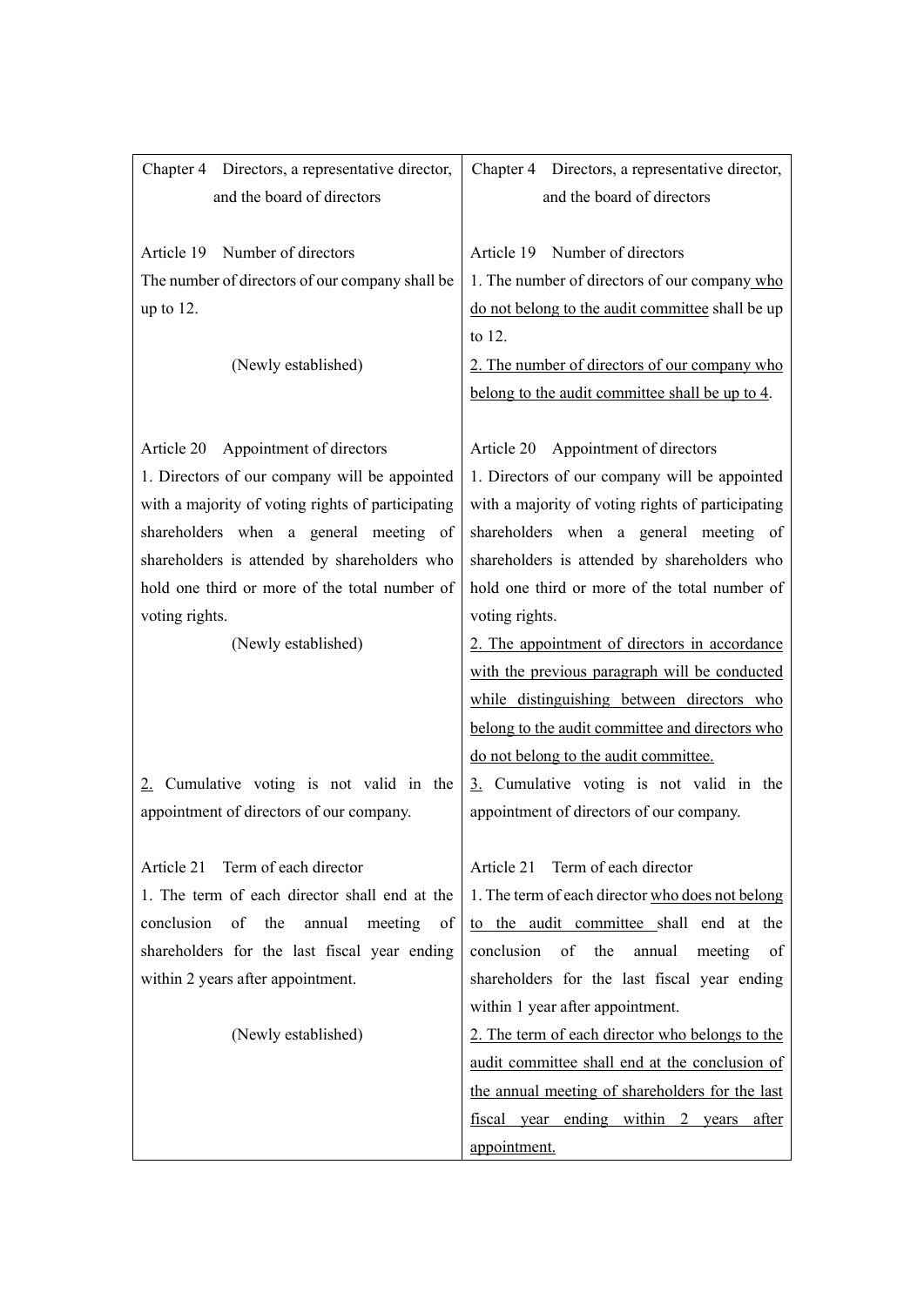| Chapter 4 Directors, a representative director, and the board of directors | Chapter 4 Directors, a representative director, and the board of directors |
|---|---|
| Article 19 Number of directors<br>The number of directors of our company shall be up to 12. | Article 19 Number of directors<br>1. The number of directors of our company who do not belong to the audit committee shall be up to 12. |
| (Newly established) | 2. The number of directors of our company who belong to the audit committee shall be up to 4. |
| Article 20 Appointment of directors<br>1. Directors of our company will be appointed with a majority of voting rights of participating shareholders when a general meeting of shareholders is attended by shareholders who hold one third or more of the total number of voting rights. | Article 20 Appointment of directors<br>1. Directors of our company will be appointed with a majority of voting rights of participating shareholders when a general meeting of shareholders is attended by shareholders who hold one third or more of the total number of voting rights. |
| (Newly established) | 2. The appointment of directors in accordance with the previous paragraph will be conducted while distinguishing between directors who belong to the audit committee and directors who do not belong to the audit committee. |
| 2. Cumulative voting is not valid in the appointment of directors of our company. | 3. Cumulative voting is not valid in the appointment of directors of our company. |
| Article 21 Term of each director<br>1. The term of each director shall end at the conclusion of the annual meeting of shareholders for the last fiscal year ending within 2 years after appointment. | Article 21 Term of each director<br>1. The term of each director who does not belong to the audit committee shall end at the conclusion of the annual meeting of shareholders for the last fiscal year ending within 1 year after appointment. |
| (Newly established) | 2. The term of each director who belongs to the audit committee shall end at the conclusion of the annual meeting of shareholders for the last fiscal year ending within 2 years after appointment. |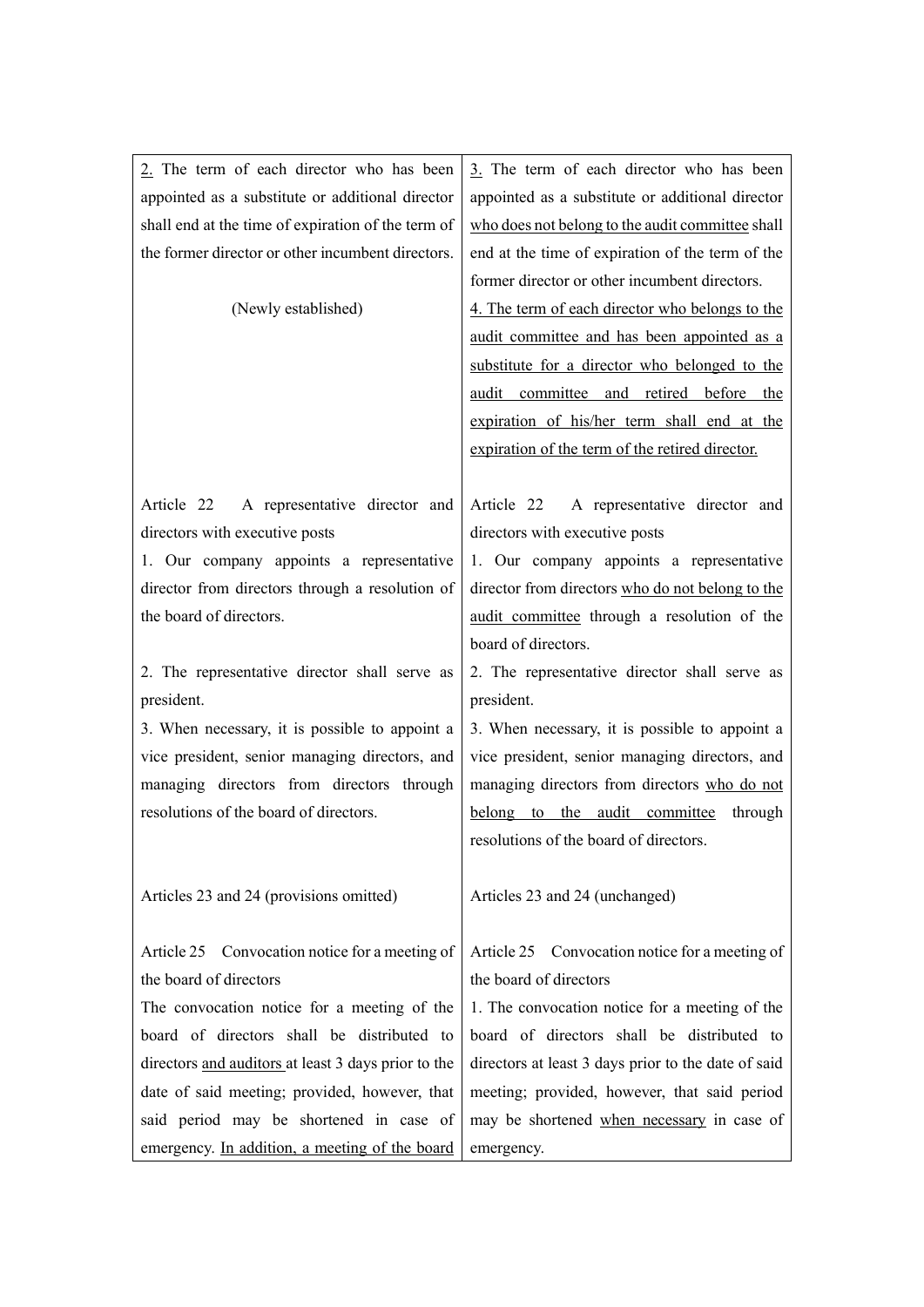| | |
|---|---|
| 2. The term of each director who has been appointed as a substitute or additional director shall end at the time of expiration of the term of the former director or other incumbent directors. | 3. The term of each director who has been appointed as a substitute or additional director who does not belong to the audit committee shall end at the time of expiration of the term of the former director or other incumbent directors. |
| (Newly established) | 4. The term of each director who belongs to the audit committee and has been appointed as a substitute for a director who belonged to the audit committee and retired before the expiration of his/her term shall end at the expiration of the term of the retired director. |
| Article 22 A representative director and directors with executive posts | Article 22 A representative director and directors with executive posts |
| 1. Our company appoints a representative director from directors through a resolution of the board of directors. | 1. Our company appoints a representative director from directors who do not belong to the audit committee through a resolution of the board of directors. |
| 2. The representative director shall serve as president. | 2. The representative director shall serve as president. |
| 3. When necessary, it is possible to appoint a vice president, senior managing directors, and managing directors from directors through resolutions of the board of directors. | 3. When necessary, it is possible to appoint a vice president, senior managing directors, and managing directors from directors who do not belong to the audit committee through resolutions of the board of directors. |
| Articles 23 and 24 (provisions omitted) | Articles 23 and 24 (unchanged) |
| Article 25 Convocation notice for a meeting of the board of directors | Article 25 Convocation notice for a meeting of the board of directors |
| The convocation notice for a meeting of the board of directors shall be distributed to directors and auditors at least 3 days prior to the date of said meeting; provided, however, that said period may be shortened in case of emergency. In addition, a meeting of the board | 1. The convocation notice for a meeting of the board of directors shall be distributed to directors at least 3 days prior to the date of said meeting; provided, however, that said period may be shortened when necessary in case of emergency. |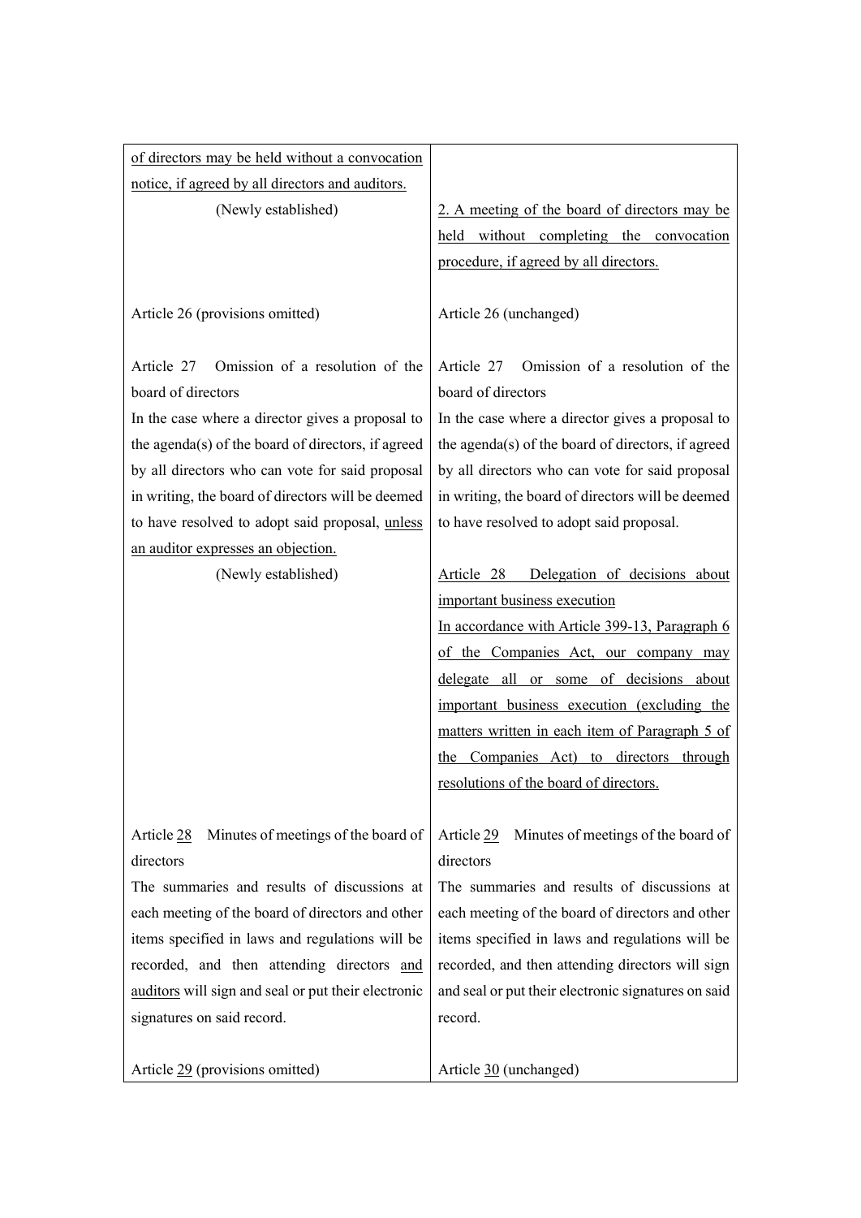| | |
|---|---|
| of directors may be held without a convocation notice, if agreed by all directors and auditors. | |
| (Newly established) | 2. A meeting of the board of directors may be held without completing the convocation procedure, if agreed by all directors. |
| Article 26 (provisions omitted) | Article 26 (unchanged) |
| Article 27 Omission of a resolution of the board of directors<br>In the case where a director gives a proposal to the agenda(s) of the board of directors, if agreed by all directors who can vote for said proposal in writing, the board of directors will be deemed to have resolved to adopt said proposal, unless an auditor expresses an objection. | Article 27 Omission of a resolution of the board of directors<br>In the case where a director gives a proposal to the agenda(s) of the board of directors, if agreed by all directors who can vote for said proposal in writing, the board of directors will be deemed to have resolved to adopt said proposal. |
| (Newly established) | Article 28 Delegation of decisions about important business execution<br>In accordance with Article 399-13, Paragraph 6 of the Companies Act, our company may delegate all or some of decisions about important business execution (excluding the matters written in each item of Paragraph 5 of the Companies Act) to directors through resolutions of the board of directors. |
| Article 28 Minutes of meetings of the board of directors<br>The summaries and results of discussions at each meeting of the board of directors and other items specified in laws and regulations will be recorded, and then attending directors and auditors will sign and seal or put their electronic signatures on said record. | Article 29 Minutes of meetings of the board of directors<br>The summaries and results of discussions at each meeting of the board of directors and other items specified in laws and regulations will be recorded, and then attending directors will sign and seal or put their electronic signatures on said record. |
| Article 29 (provisions omitted) | Article 30 (unchanged) |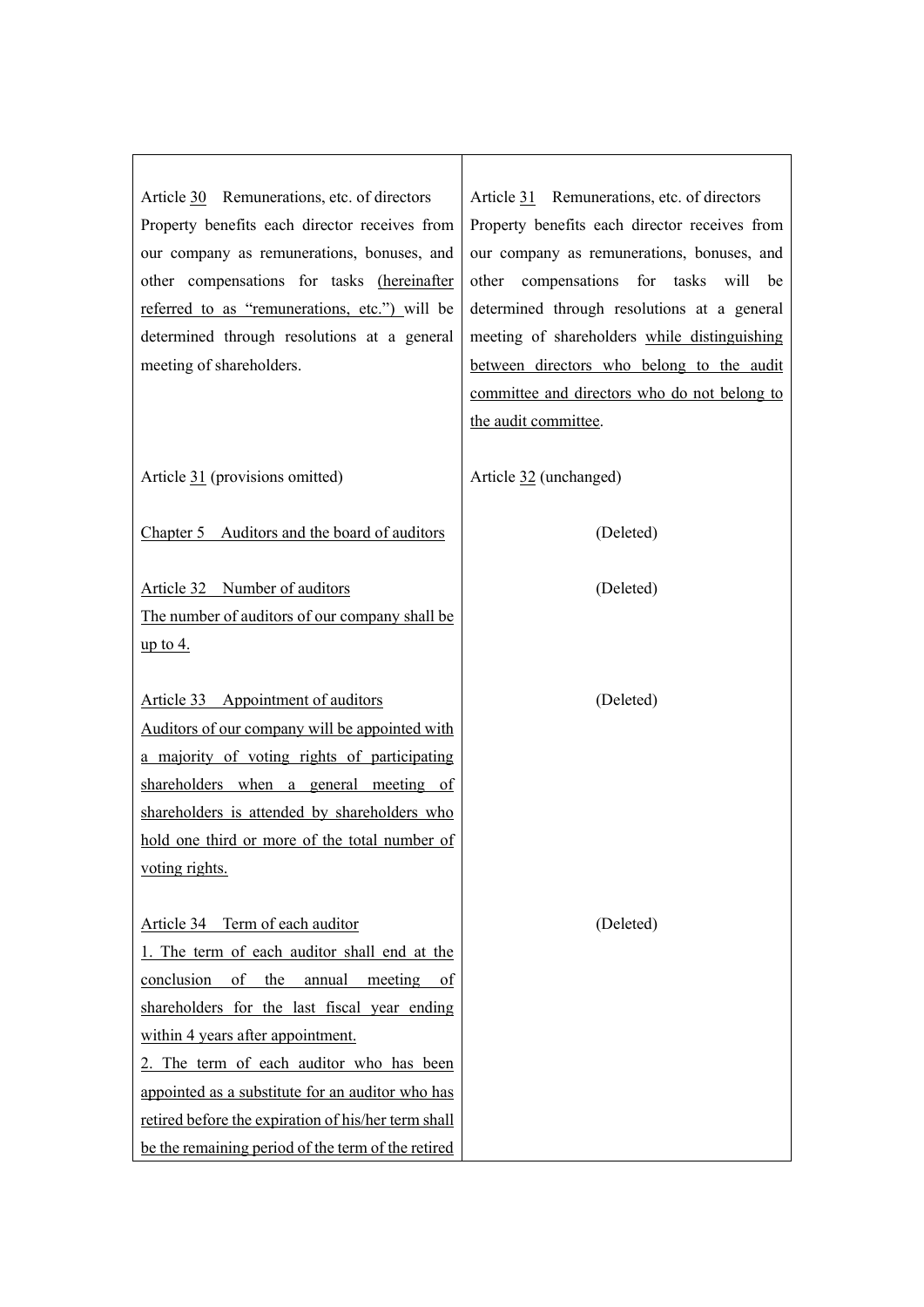| | |
|---|---|
| Article <u>30</u> Remunerations, etc. of directors<br>Property benefits each director receives from our company as remunerations, bonuses, and other compensations for tasks <u>(hereinafter referred to as "remunerations, etc.")</u> will be determined through resolutions at a general meeting of shareholders. | Article <u>31</u> Remunerations, etc. of directors<br>Property benefits each director receives from our company as remunerations, bonuses, and other compensations for tasks will be determined through resolutions at a general meeting of shareholders <u>while distinguishing between directors who belong to the audit committee and directors who do not belong to the audit committee</u>. |
| Article <u>31</u> (provisions omitted) | Article <u>32</u> (unchanged) |
| <u>Chapter 5 Auditors and the board of auditors</u> | (Deleted) |
| <u>Article 32 Number of auditors</u><br><u>The number of auditors of our company shall be up to 4.</u> | (Deleted) |
| <u>Article 33 Appointment of auditors</u><br><u>Auditors of our company will be appointed with a majority of voting rights of participating shareholders when a general meeting of shareholders is attended by shareholders who hold one third or more of the total number of voting rights.</u> | (Deleted) |
| <u>Article 34 Term of each auditor</u><br><u>1. The term of each auditor shall end at the conclusion of the annual meeting of shareholders for the last fiscal year ending within 4 years after appointment.</u><br><u>2. The term of each auditor who has been appointed as a substitute for an auditor who has retired before the expiration of his/her term shall be the remaining period of the term of the retired</u> | (Deleted) |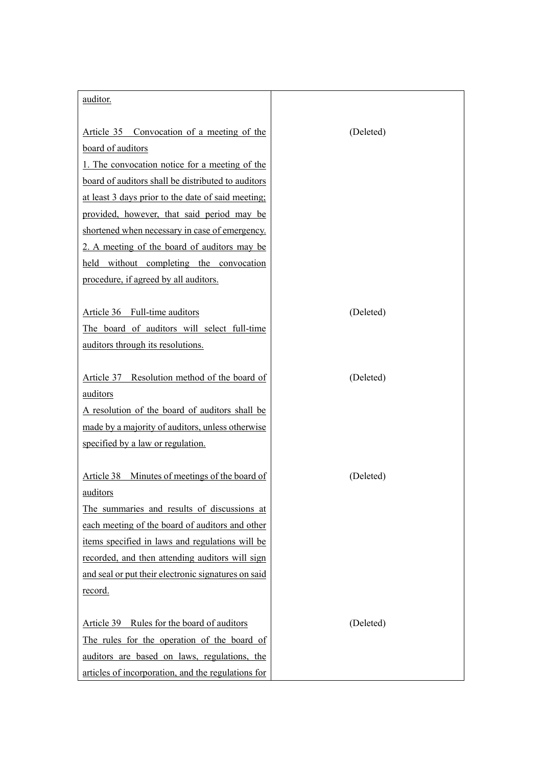| | |
|---|---|
| <u>auditor.</u> | |
| <u>Article 35 Convocation of a meeting of the board of auditors</u><br><u>1. The convocation notice for a meeting of the board of auditors shall be distributed to auditors at least 3 days prior to the date of said meeting; provided, however, that said period may be shortened when necessary in case of emergency.</u><br><u>2. A meeting of the board of auditors may be held without completing the convocation procedure, if agreed by all auditors.</u> | (Deleted) |
| <u>Article 36 Full-time auditors</u><br><u>The board of auditors will select full-time auditors through its resolutions.</u> | (Deleted) |
| <u>Article 37 Resolution method of the board of auditors</u><br><u>A resolution of the board of auditors shall be made by a majority of auditors, unless otherwise specified by a law or regulation.</u> | (Deleted) |
| <u>Article 38 Minutes of meetings of the board of auditors</u><br><u>The summaries and results of discussions at each meeting of the board of auditors and other items specified in laws and regulations will be recorded, and then attending auditors will sign and seal or put their electronic signatures on said record.</u> | (Deleted) |
| <u>Article 39 Rules for the board of auditors</u><br><u>The rules for the operation of the board of auditors are based on laws, regulations, the articles of incorporation, and the regulations for</u> | (Deleted) |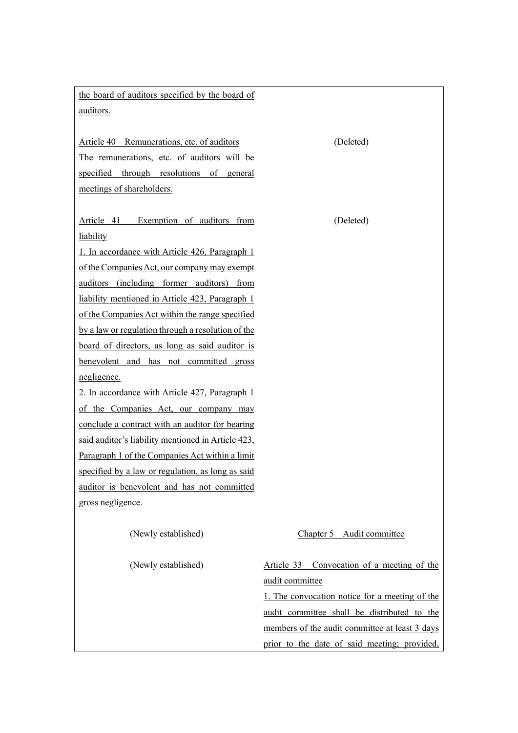| | |
|---|---|
| the board of auditors specified by the board of auditors. | |
| Article 40 Remunerations, etc. of auditors<br>The remunerations, etc. of auditors will be specified through resolutions of general meetings of shareholders. | (Deleted) |
| Article 41 Exemption of auditors from liability<br>1. In accordance with Article 426, Paragraph 1 of the Companies Act, our company may exempt auditors (including former auditors) from liability mentioned in Article 423, Paragraph 1 of the Companies Act within the range specified by a law or regulation through a resolution of the board of directors, as long as said auditor is benevolent and has not committed gross negligence.<br>2. In accordance with Article 427, Paragraph 1 of the Companies Act, our company may conclude a contract with an auditor for bearing said auditor's liability mentioned in Article 423, Paragraph 1 of the Companies Act within a limit specified by a law or regulation, as long as said auditor is benevolent and has not committed gross negligence. | (Deleted) |
| (Newly established) | Chapter 5 Audit committee |
| (Newly established) | Article 33 Convocation of a meeting of the audit committee<br>1. The convocation notice for a meeting of the audit committee shall be distributed to the members of the audit committee at least 3 days prior to the date of said meeting; provided, |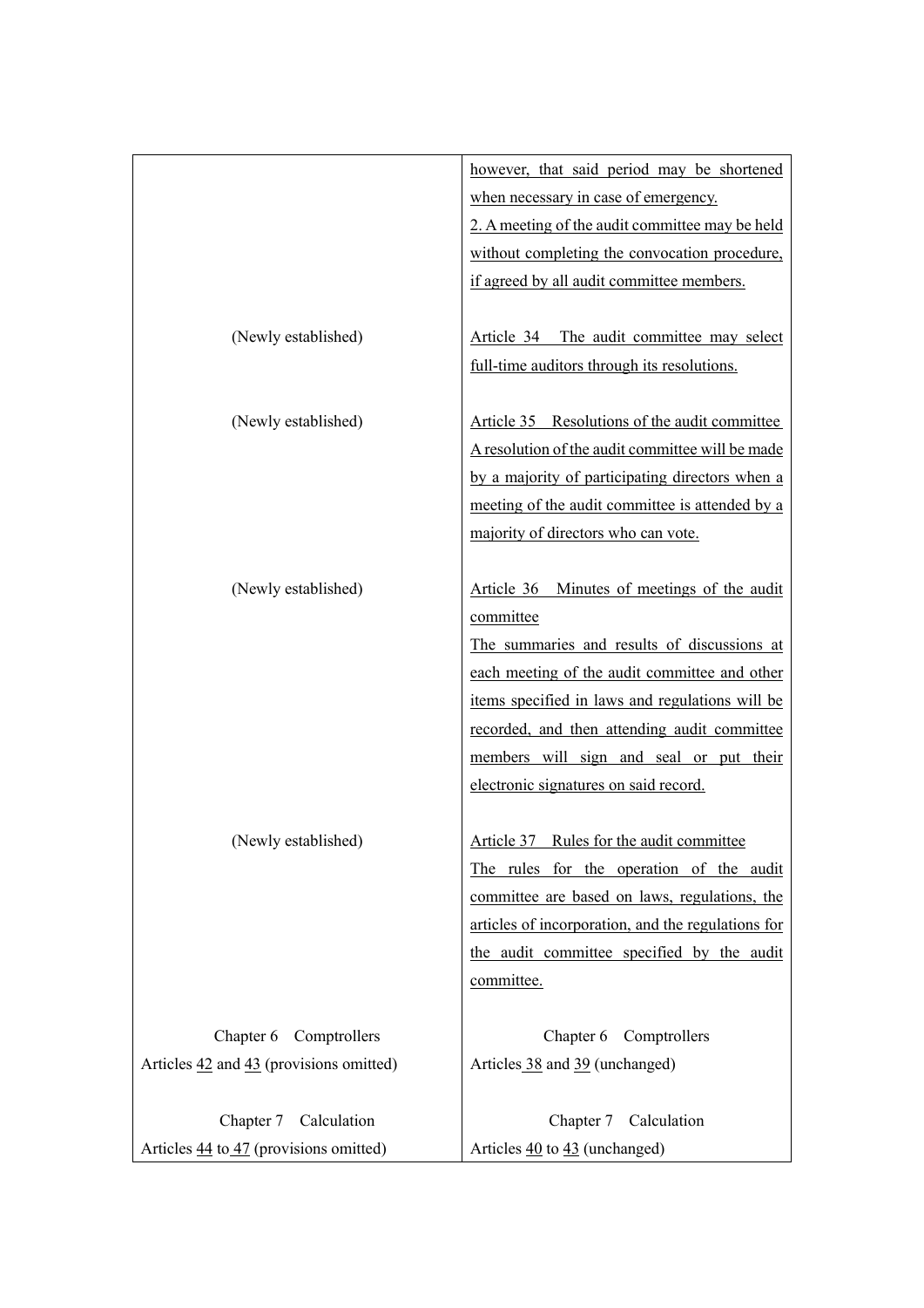| | |
|---|---|
| | however, that said period may be shortened when necessary in case of emergency.<br>2. A meeting of the audit committee may be held without completing the convocation procedure, if agreed by all audit committee members. |
| (Newly established) | Article 34 The audit committee may select full-time auditors through its resolutions. |
| (Newly established) | Article 35 Resolutions of the audit committee<br>A resolution of the audit committee will be made by a majority of participating directors when a meeting of the audit committee is attended by a majority of directors who can vote. |
| (Newly established) | Article 36 Minutes of meetings of the audit committee<br>The summaries and results of discussions at each meeting of the audit committee and other items specified in laws and regulations will be recorded, and then attending audit committee members will sign and seal or put their electronic signatures on said record. |
| (Newly established) | Article 37 Rules for the audit committee<br>The rules for the operation of the audit committee are based on laws, regulations, the articles of incorporation, and the regulations for the audit committee specified by the audit committee. |
| Chapter 6 Comptrollers<br>Articles 42 and 43 (provisions omitted) | Chapter 6 Comptrollers<br>Articles 38 and 39 (unchanged) |
| Chapter 7 Calculation<br>Articles 44 to 47 (provisions omitted) | Chapter 7 Calculation<br>Articles 40 to 43 (unchanged) |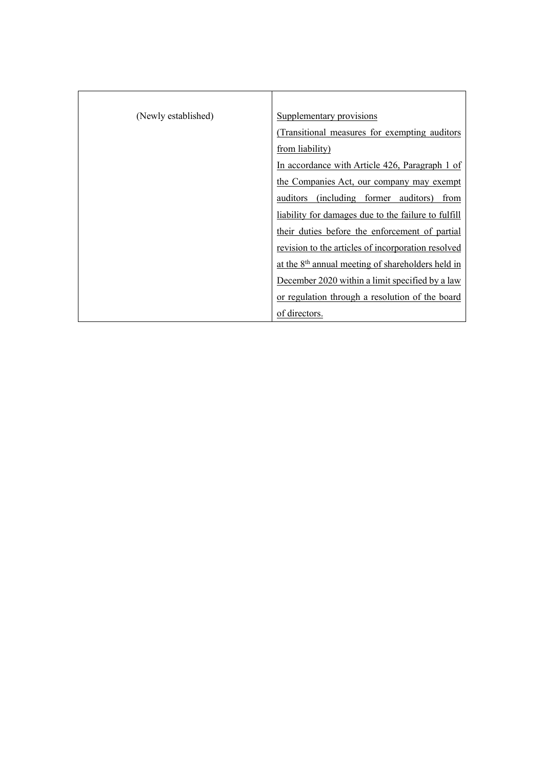| | |
|---|---|
| (Newly established) | Supplementary provisions<br>(Transitional measures for exempting auditors from liability)<br>In accordance with Article 426, Paragraph 1 of the Companies Act, our company may exempt auditors (including former auditors) from liability for damages due to the failure to fulfill their duties before the enforcement of partial revision to the articles of incorporation resolved at the 8th annual meeting of shareholders held in December 2020 within a limit specified by a law or regulation through a resolution of the board of directors. |